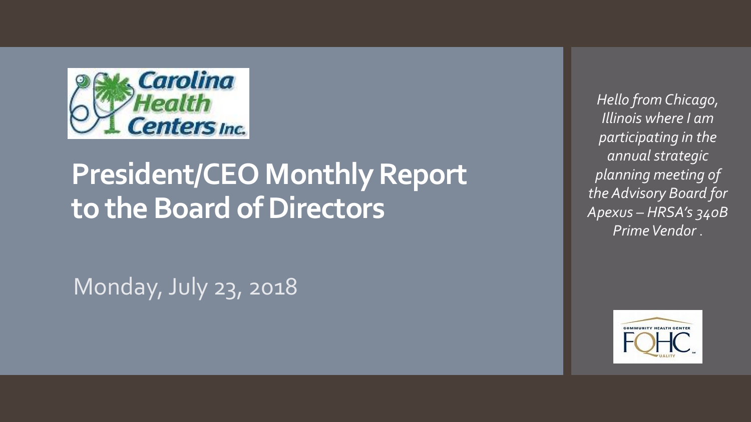Carolina Health Centers Inc.

# President/CEO Monthly Report to the Board of Directors

Monday, July 23, 2018

*Hello from Chicago, Illinois where I am participating in the annual strategic planning meeting of the Advisory Board for Apexus – HRSA's 340B Prime Vendor .*

COMMUNITY HEALTH CENTER FQHC QUALITY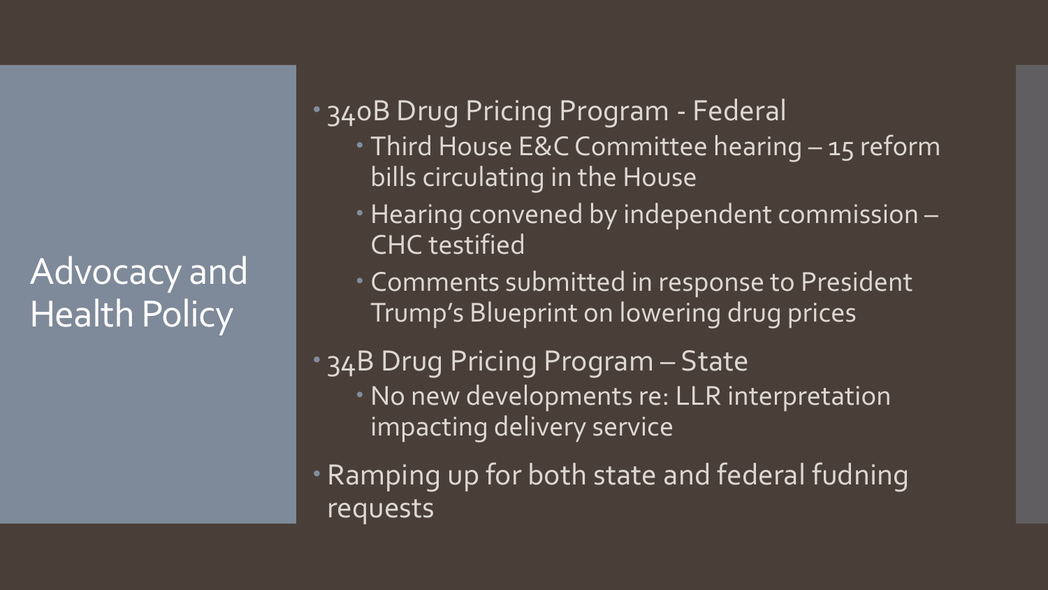# Advocacy and Health Policy

- 340B Drug Pricing Program - Federal
  - Third House E&C Committee hearing – 15 reform bills circulating in the House
  - Hearing convened by independent commission – CHC testified
  - Comments submitted in response to President Trump's Blueprint on lowering drug prices
- 34B Drug Pricing Program – State
  - No new developments re: LLR interpretation impacting delivery service
- Ramping up for both state and federal fudning requests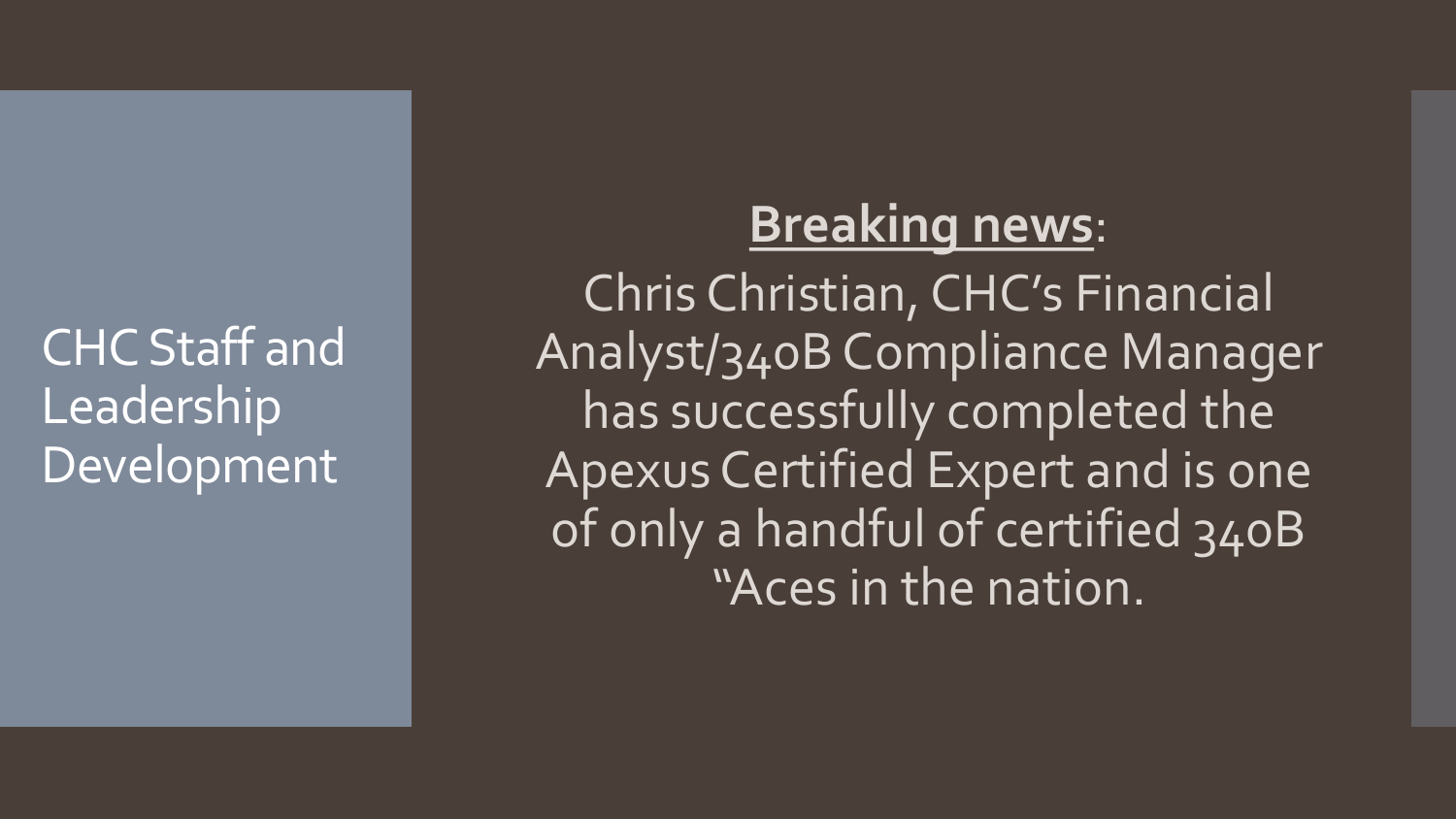# CHC Staff and Leadership Development

**Breaking news**:

Chris Christian, CHC's Financial Analyst/340B Compliance Manager has successfully completed the Apexus Certified Expert and is one of only a handful of certified 340B "Aces in the nation.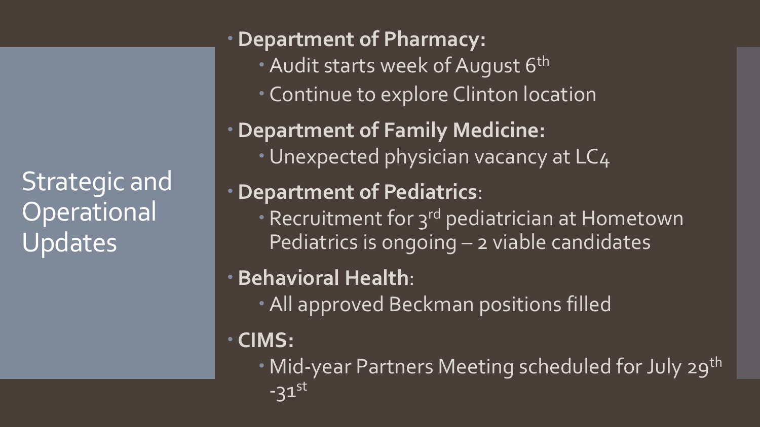# Strategic and Operational Updates

- **Department of Pharmacy:**
  - Audit starts week of August 6th
  - Continue to explore Clinton location
- **Department of Family Medicine:**
  - Unexpected physician vacancy at LC4
- **Department of Pediatrics**:
  - Recruitment for 3rd pediatrician at Hometown Pediatrics is ongoing – 2 viable candidates
- **Behavioral Health**:
  - All approved Beckman positions filled
- **CIMS:**
  - Mid-year Partners Meeting scheduled for July 29th -31st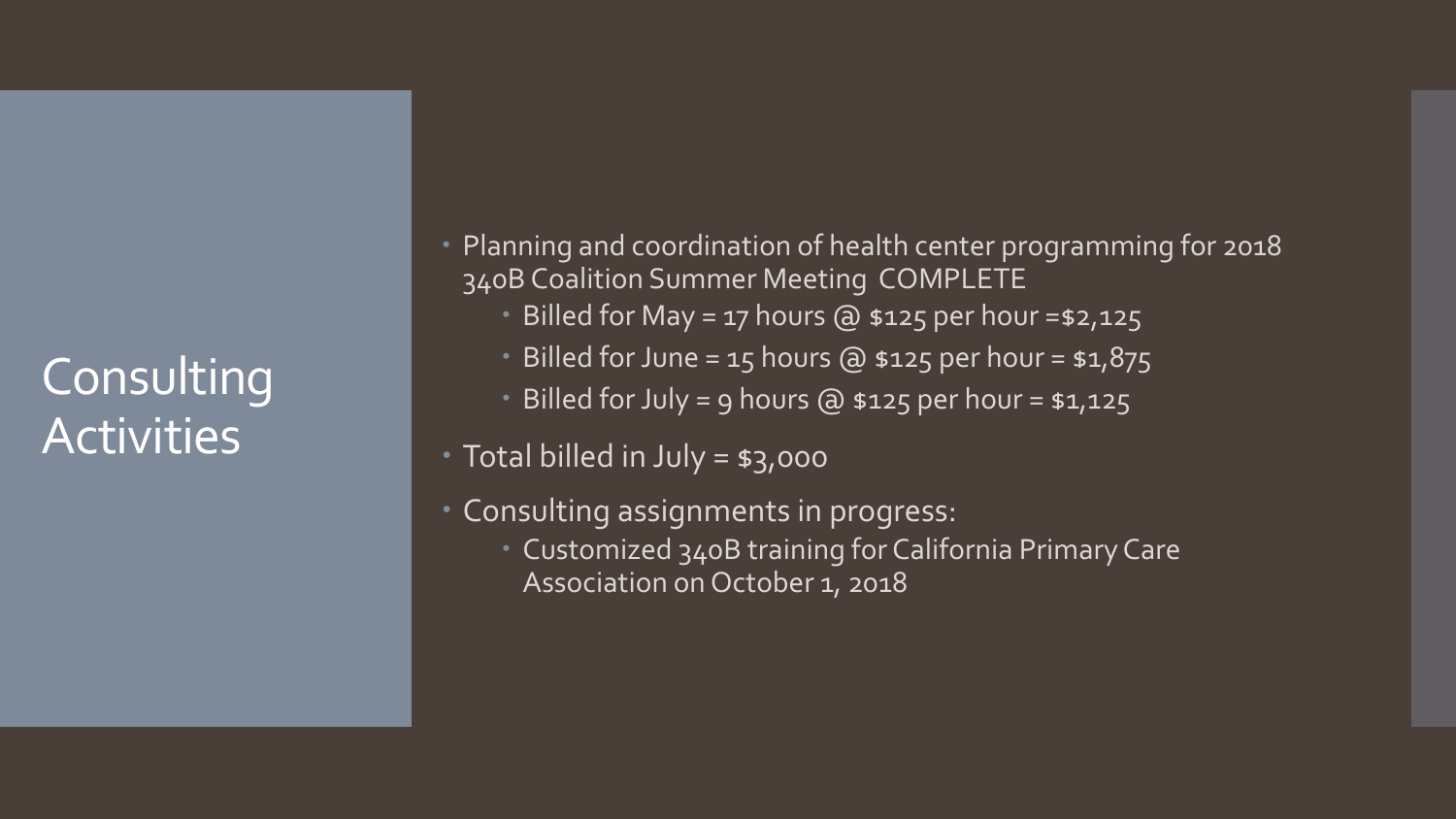# Consulting Activities

- Planning and coordination of health center programming for 2018 340B Coalition Summer Meeting COMPLETE
  - Billed for May = 17 hours @ $125 per hour =$2,125
  - Billed for June = 15 hours @ $125 per hour = $1,875
  - Billed for July = 9 hours @ $125 per hour = $1,125
- Total billed in July = $3,000
- Consulting assignments in progress:
  - Customized 340B training for California Primary Care Association on October 1, 2018